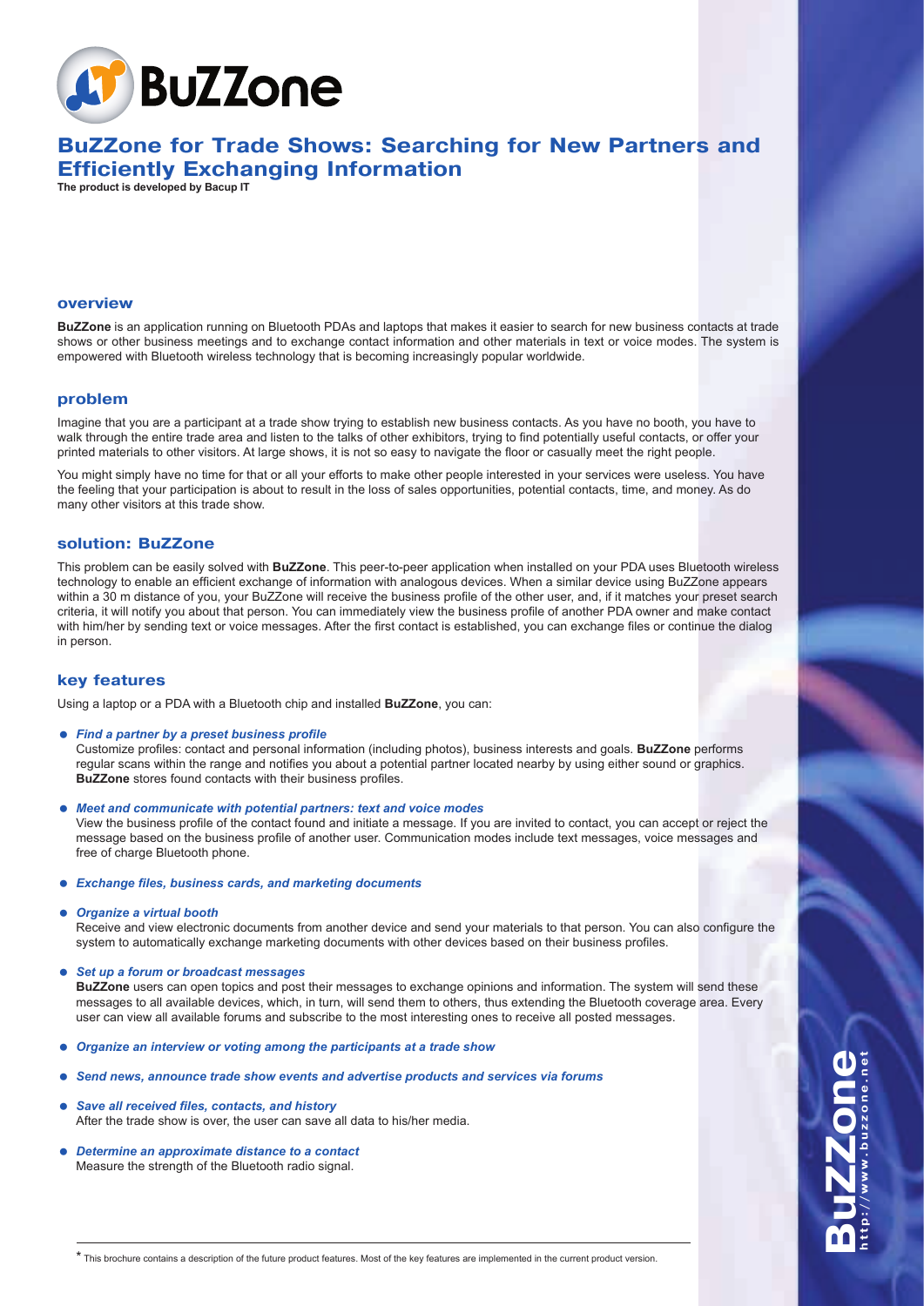# BuZZone

## BuZZone for Trade Shows: Searching for New Partners and Efficiently Exchanging Information

**The product is developed by Bacup IT**

### overview

**BuZZone** is an application running on Bluetooth PDAs and laptops that makes it easier to search for new business contacts at trade shows or other business meetings and to exchange contact information and other materials in text or voice modes. The system is empowered with Bluetooth wireless technology that is becoming increasingly popular worldwide.

### problem

Imagine that you are a participant at a trade show trying to establish new business contacts. As you have no booth, you have to walk through the entire trade area and listen to the talks of other exhibitors, trying to find potentially useful contacts, or offer your printed materials to other visitors. At large shows, it is not so easy to navigate the floor or casually meet the right people.

You might simply have no time for that or all your efforts to make other people interested in your services were useless. You have the feeling that your participation is about to result in the loss of sales opportunities, potential contacts, time, and money. As do many other visitors at this trade show.

### solution: BuZZone

This problem can be easily solved with **BuZZone**. This peer-to-peer application when installed on your PDA uses Bluetooth wireless technology to enable an efficient exchange of information with analogous devices. When a similar device using BuZZone appears within a 30 m distance of you, your BuZZone will receive the business profile of the other user, and, if it matches your preset search criteria, it will notify you about that person. You can immediately view the business profile of another PDA owner and make contact with him/her by sending text or voice messages. After the first contact is established, you can exchange files or continue the dialog in person.

### key features

Using a laptop or a PDA with a Bluetooth chip and installed **BuZZone**, you can:

- ***Find a partner by a preset business profile***
  Customize profiles: contact and personal information (including photos), business interests and goals. **BuZZone** performs regular scans within the range and notifies you about a potential partner located nearby by using either sound or graphics. **BuZZone** stores found contacts with their business profiles.
- ***Meet and communicate with potential partners: text and voice modes***
  View the business profile of the contact found and initiate a message. If you are invited to contact, you can accept or reject the message based on the business profile of another user. Communication modes include text messages, voice messages and free of charge Bluetooth phone.
- ***Exchange files, business cards, and marketing documents***
- ***Organize a virtual booth***
  Receive and view electronic documents from another device and send your materials to that person. You can also configure the system to automatically exchange marketing documents with other devices based on their business profiles.
- ***Set up a forum or broadcast messages***
  **BuZZone** users can open topics and post their messages to exchange opinions and information. The system will send these messages to all available devices, which, in turn, will send them to others, thus extending the Bluetooth coverage area. Every user can view all available forums and subscribe to the most interesting ones to receive all posted messages.
- ***Organize an interview or voting among the participants at a trade show***
- ***Send news, announce trade show events and advertise products and services via forums***
- ***Save all received files, contacts, and history***
  After the trade show is over, the user can save all data to his/her media.
- ***Determine an approximate distance to a contact***
  Measure the strength of the Bluetooth radio signal.

BuZZone
http://www.buzzone.net

\* This brochure contains a description of the future product features. Most of the key features are implemented in the current product version.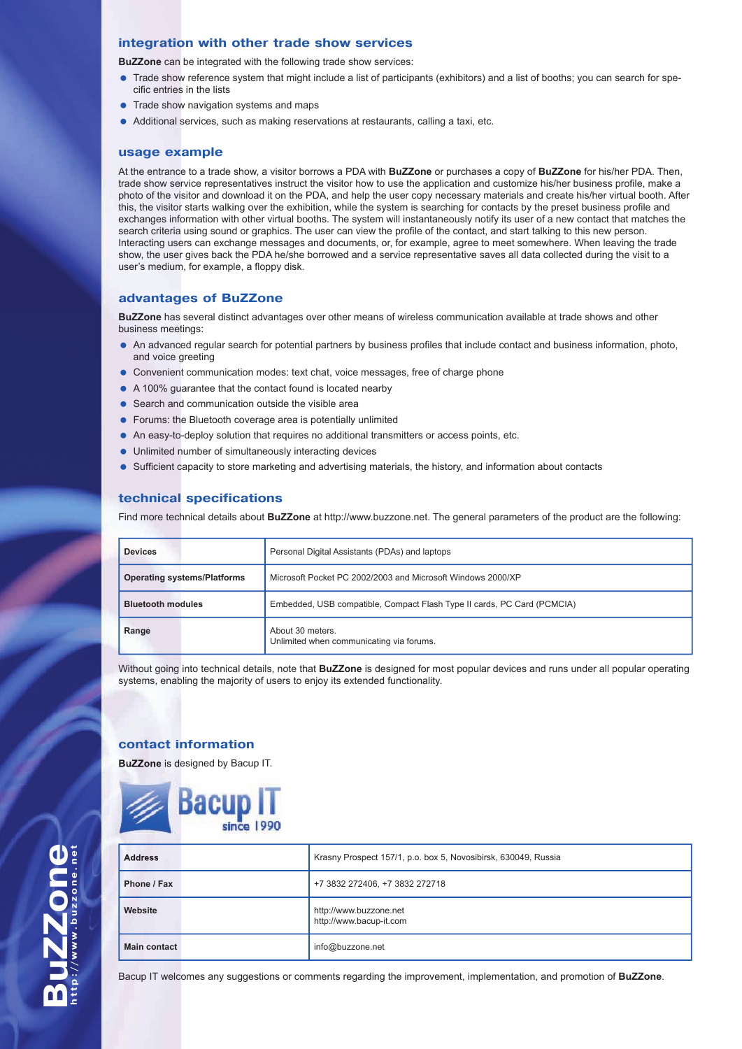## integration with other trade show services

**BuZZone** can be integrated with the following trade show services:

- Trade show reference system that might include a list of participants (exhibitors) and a list of booths; you can search for specific entries in the lists
- Trade show navigation systems and maps
- Additional services, such as making reservations at restaurants, calling a taxi, etc.

## usage example

At the entrance to a trade show, a visitor borrows a PDA with **BuZZone** or purchases a copy of **BuZZone** for his/her PDA. Then, trade show service representatives instruct the visitor how to use the application and customize his/her business profile, make a photo of the visitor and download it on the PDA, and help the user copy necessary materials and create his/her virtual booth. After this, the visitor starts walking over the exhibition, while the system is searching for contacts by the preset business profile and exchanges information with other virtual booths. The system will instantaneously notify its user of a new contact that matches the search criteria using sound or graphics. The user can view the profile of the contact, and start talking to this new person. Interacting users can exchange messages and documents, or, for example, agree to meet somewhere. When leaving the trade show, the user gives back the PDA he/she borrowed and a service representative saves all data collected during the visit to a user's medium, for example, a floppy disk.

## advantages of BuZZone

**BuZZone** has several distinct advantages over other means of wireless communication available at trade shows and other business meetings:

- An advanced regular search for potential partners by business profiles that include contact and business information, photo, and voice greeting
- Convenient communication modes: text chat, voice messages, free of charge phone
- A 100% guarantee that the contact found is located nearby
- Search and communication outside the visible area
- Forums: the Bluetooth coverage area is potentially unlimited
- An easy-to-deploy solution that requires no additional transmitters or access points, etc.
- Unlimited number of simultaneously interacting devices
- Sufficient capacity to store marketing and advertising materials, the history, and information about contacts

## technical specifications

Find more technical details about **BuZZone** at http://www.buzzone.net. The general parameters of the product are the following:

| | |
|---|---|
| **Devices** | Personal Digital Assistants (PDAs) and laptops |
| **Operating systems/Platforms** | Microsoft Pocket PC 2002/2003 and Microsoft Windows 2000/XP |
| **Bluetooth modules** | Embedded, USB compatible, Compact Flash Type II cards, PC Card (PCMCIA) |
| **Range** | About 30 meters. Unlimited when communicating via forums. |

Without going into technical details, note that **BuZZone** is designed for most popular devices and runs under all popular operating systems, enabling the majority of users to enjoy its extended functionality.

## contact information

**BuZZone** is designed by Bacup IT.

Bacup IT since 1990

| | |
|---|---|
| **Address** | Krasny Prospect 157/1, p.o. box 5, Novosibirsk, 630049, Russia |
| **Phone / Fax** | +7 3832 272406, +7 3832 272718 |
| **Website** | http://www.buzzone.net<br>http://www.bacup-it.com |
| **Main contact** | info@buzzone.net |

Bacup IT welcomes any suggestions or comments regarding the improvement, implementation, and promotion of **BuZZone**.

BuZZone http://www.buzzone.net